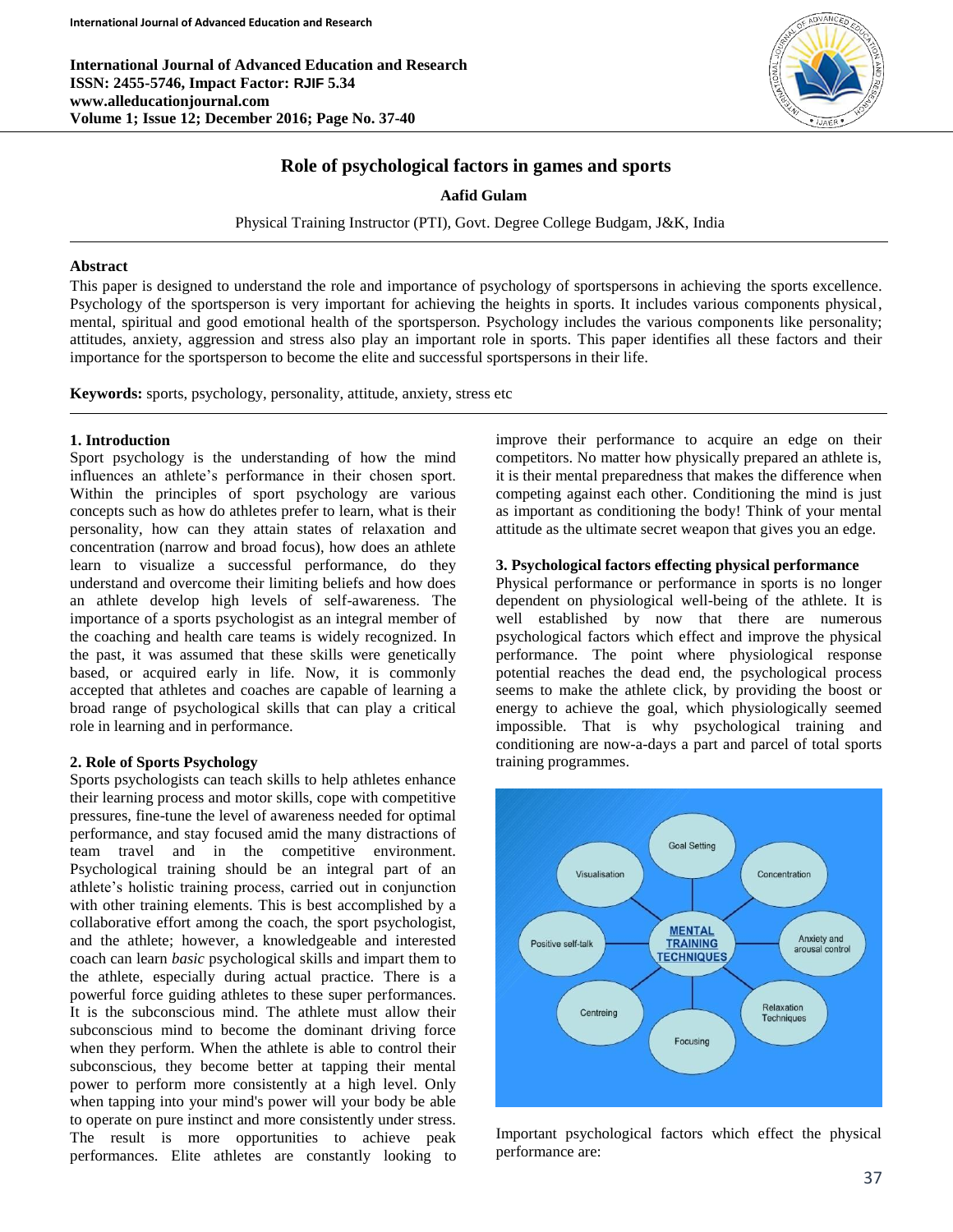# Role of psychological factors in games and sports

**Aafid Gulam**

Physical Training Instructor (PTI), Govt. Degree College Budgam, J&K, India

## Abstract

This paper is designed to understand the role and importance of psychology of sportspersons in achieving the sports excellence. Psychology of the sportsperson is very important for achieving the heights in sports. It includes various components physical, mental, spiritual and good emotional health of the sportsperson. Psychology includes the various components like personality; attitudes, anxiety, aggression and stress also play an important role in sports. This paper identifies all these factors and their importance for the sportsperson to become the elite and successful sportspersons in their life.

**Keywords:** sports, psychology, personality, attitude, anxiety, stress etc

## 1. Introduction

Sport psychology is the understanding of how the mind influences an athlete's performance in their chosen sport. Within the principles of sport psychology are various concepts such as how do athletes prefer to learn, what is their personality, how can they attain states of relaxation and concentration (narrow and broad focus), how does an athlete learn to visualize a successful performance, do they understand and overcome their limiting beliefs and how does an athlete develop high levels of self-awareness. The importance of a sports psychologist as an integral member of the coaching and health care teams is widely recognized. In the past, it was assumed that these skills were genetically based, or acquired early in life. Now, it is commonly accepted that athletes and coaches are capable of learning a broad range of psychological skills that can play a critical role in learning and in performance.

## 2. Role of Sports Psychology

Sports psychologists can teach skills to help athletes enhance their learning process and motor skills, cope with competitive pressures, fine-tune the level of awareness needed for optimal performance, and stay focused amid the many distractions of team travel and in the competitive environment. Psychological training should be an integral part of an athlete's holistic training process, carried out in conjunction with other training elements. This is best accomplished by a collaborative effort among the coach, the sport psychologist, and the athlete; however, a knowledgeable and interested coach can learn *basic* psychological skills and impart them to the athlete, especially during actual practice. There is a powerful force guiding athletes to these super performances. It is the subconscious mind. The athlete must allow their subconscious mind to become the dominant driving force when they perform. When the athlete is able to control their subconscious, they become better at tapping their mental power to perform more consistently at a high level. Only when tapping into your mind's power will your body be able to operate on pure instinct and more consistently under stress. The result is more opportunities to achieve peak performances. Elite athletes are constantly looking to improve their performance to acquire an edge on their competitors. No matter how physically prepared an athlete is, it is their mental preparedness that makes the difference when competing against each other. Conditioning the mind is just as important as conditioning the body! Think of your mental attitude as the ultimate secret weapon that gives you an edge.

## 3. Psychological factors effecting physical performance

Physical performance or performance in sports is no longer dependent on physiological well-being of the athlete. It is well established by now that there are numerous psychological factors which effect and improve the physical performance. The point where physiological response potential reaches the dead end, the psychological process seems to make the athlete click, by providing the boost or energy to achieve the goal, which physiologically seemed impossible. That is why psychological training and conditioning are now-a-days a part and parcel of total sports training programmes.

MENTAL TRAINING TECHNIQUES: Goal Setting, Concentration, Anxiety and arousal control, Relaxation Techniques, Focusing, Centreing, Positive self-talk, Visualisation

Important psychological factors which effect the physical performance are: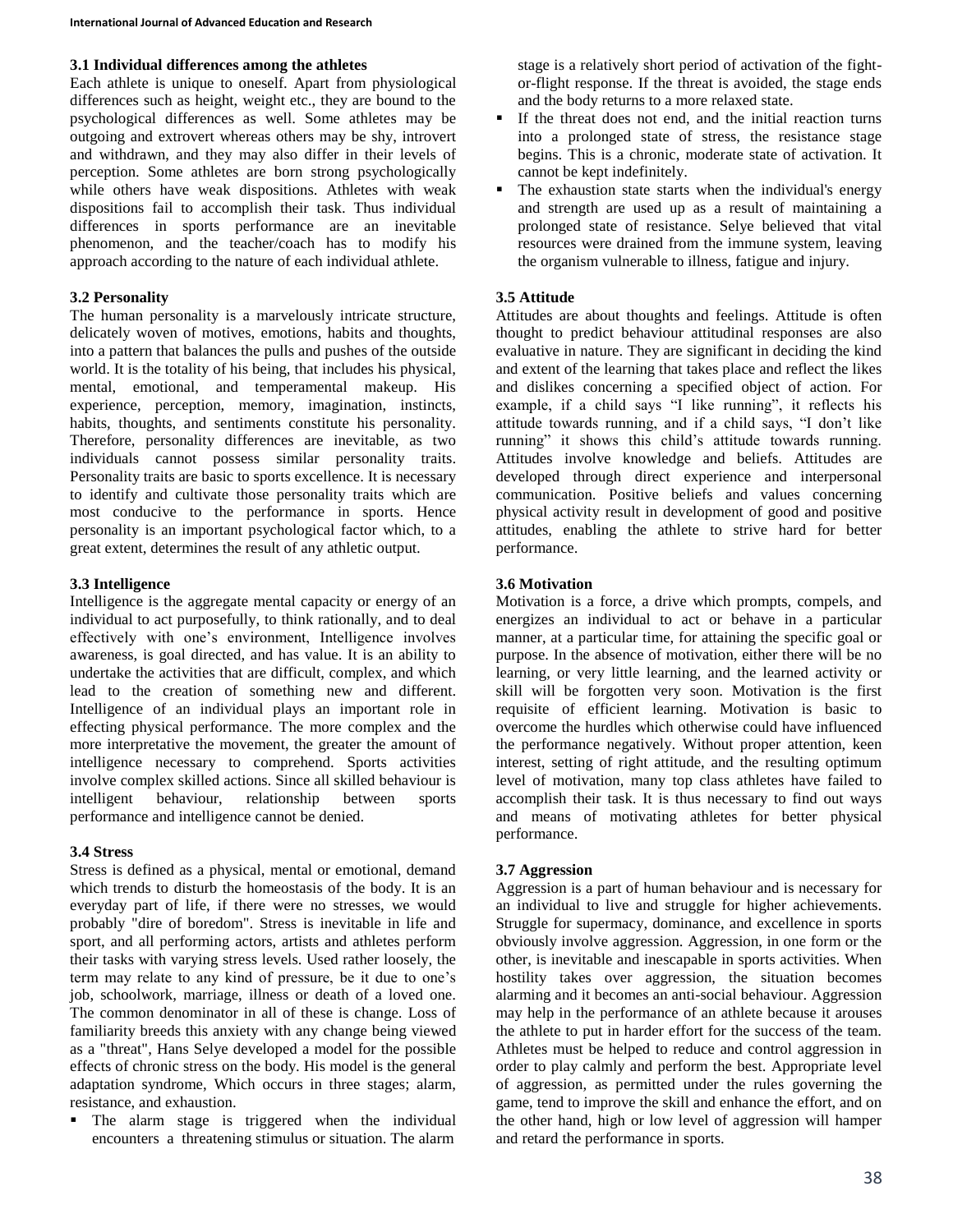### 3.1 Individual differences among the athletes

Each athlete is unique to oneself. Apart from physiological differences such as height, weight etc., they are bound to the psychological differences as well. Some athletes may be outgoing and extrovert whereas others may be shy, introvert and withdrawn, and they may also differ in their levels of perception. Some athletes are born strong psychologically while others have weak dispositions. Athletes with weak dispositions fail to accomplish their task. Thus individual differences in sports performance are an inevitable phenomenon, and the teacher/coach has to modify his approach according to the nature of each individual athlete.

### 3.2 Personality

The human personality is a marvelously intricate structure, delicately woven of motives, emotions, habits and thoughts, into a pattern that balances the pulls and pushes of the outside world. It is the totality of his being, that includes his physical, mental, emotional, and temperamental makeup. His experience, perception, memory, imagination, instincts, habits, thoughts, and sentiments constitute his personality. Therefore, personality differences are inevitable, as two individuals cannot possess similar personality traits. Personality traits are basic to sports excellence. It is necessary to identify and cultivate those personality traits which are most conducive to the performance in sports. Hence personality is an important psychological factor which, to a great extent, determines the result of any athletic output.

### 3.3 Intelligence

Intelligence is the aggregate mental capacity or energy of an individual to act purposefully, to think rationally, and to deal effectively with one's environment, Intelligence involves awareness, is goal directed, and has value. It is an ability to undertake the activities that are difficult, complex, and which lead to the creation of something new and different. Intelligence of an individual plays an important role in effecting physical performance. The more complex and the more interpretative the movement, the greater the amount of intelligence necessary to comprehend. Sports activities involve complex skilled actions. Since all skilled behaviour is intelligent behaviour, relationship between sports performance and intelligence cannot be denied.

### 3.4 Stress

Stress is defined as a physical, mental or emotional, demand which trends to disturb the homeostasis of the body. It is an everyday part of life, if there were no stresses, we would probably "dire of boredom". Stress is inevitable in life and sport, and all performing actors, artists and athletes perform their tasks with varying stress levels. Used rather loosely, the term may relate to any kind of pressure, be it due to one's job, schoolwork, marriage, illness or death of a loved one. The common denominator in all of these is change. Loss of familiarity breeds this anxiety with any change being viewed as a "threat", Hans Selye developed a model for the possible effects of chronic stress on the body. His model is the general adaptation syndrome, Which occurs in three stages; alarm, resistance, and exhaustion.

- The alarm stage is triggered when the individual encounters a threatening stimulus or situation. The alarm stage is a relatively short period of activation of the fight-or-flight response. If the threat is avoided, the stage ends and the body returns to a more relaxed state.
- If the threat does not end, and the initial reaction turns into a prolonged state of stress, the resistance stage begins. This is a chronic, moderate state of activation. It cannot be kept indefinitely.
- The exhaustion state starts when the individual's energy and strength are used up as a result of maintaining a prolonged state of resistance. Selye believed that vital resources were drained from the immune system, leaving the organism vulnerable to illness, fatigue and injury.

### 3.5 Attitude

Attitudes are about thoughts and feelings. Attitude is often thought to predict behaviour attitudinal responses are also evaluative in nature. They are significant in deciding the kind and extent of the learning that takes place and reflect the likes and dislikes concerning a specified object of action. For example, if a child says "I like running", it reflects his attitude towards running, and if a child says, "I don't like running" it shows this child's attitude towards running. Attitudes involve knowledge and beliefs. Attitudes are developed through direct experience and interpersonal communication. Positive beliefs and values concerning physical activity result in development of good and positive attitudes, enabling the athlete to strive hard for better performance.

### 3.6 Motivation

Motivation is a force, a drive which prompts, compels, and energizes an individual to act or behave in a particular manner, at a particular time, for attaining the specific goal or purpose. In the absence of motivation, either there will be no learning, or very little learning, and the learned activity or skill will be forgotten very soon. Motivation is the first requisite of efficient learning. Motivation is basic to overcome the hurdles which otherwise could have influenced the performance negatively. Without proper attention, keen interest, setting of right attitude, and the resulting optimum level of motivation, many top class athletes have failed to accomplish their task. It is thus necessary to find out ways and means of motivating athletes for better physical performance.

### 3.7 Aggression

Aggression is a part of human behaviour and is necessary for an individual to live and struggle for higher achievements. Struggle for supermacy, dominance, and excellence in sports obviously involve aggression. Aggression, in one form or the other, is inevitable and inescapable in sports activities. When hostility takes over aggression, the situation becomes alarming and it becomes an anti-social behaviour. Aggression may help in the performance of an athlete because it arouses the athlete to put in harder effort for the success of the team. Athletes must be helped to reduce and control aggression in order to play calmly and perform the best. Appropriate level of aggression, as permitted under the rules governing the game, tend to improve the skill and enhance the effort, and on the other hand, high or low level of aggression will hamper and retard the performance in sports.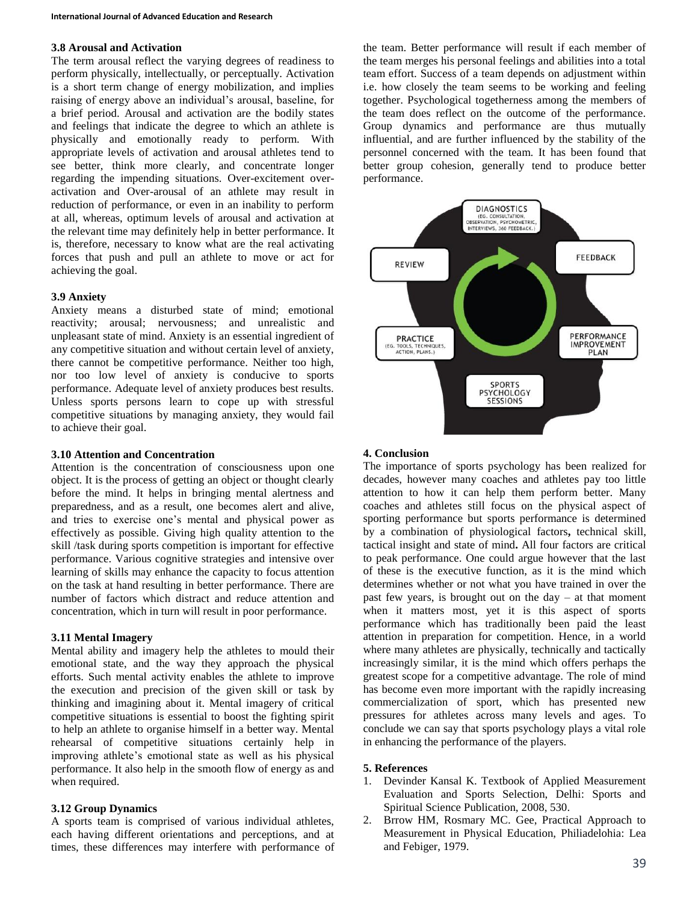### 3.8 Arousal and Activation

The term arousal reflect the varying degrees of readiness to perform physically, intellectually, or perceptually. Activation is a short term change of energy mobilization, and implies raising of energy above an individual's arousal, baseline, for a brief period. Arousal and activation are the bodily states and feelings that indicate the degree to which an athlete is physically and emotionally ready to perform. With appropriate levels of activation and arousal athletes tend to see better, think more clearly, and concentrate longer regarding the impending situations. Over-excitement over-activation and Over-arousal of an athlete may result in reduction of performance, or even in an inability to perform at all, whereas, optimum levels of arousal and activation at the relevant time may definitely help in better performance. It is, therefore, necessary to know what are the real activating forces that push and pull an athlete to move or act for achieving the goal.

### 3.9 Anxiety

Anxiety means a disturbed state of mind; emotional reactivity; arousal; nervousness; and unrealistic and unpleasant state of mind. Anxiety is an essential ingredient of any competitive situation and without certain level of anxiety, there cannot be competitive performance. Neither too high, nor too low level of anxiety is conducive to sports performance. Adequate level of anxiety produces best results. Unless sports persons learn to cope up with stressful competitive situations by managing anxiety, they would fail to achieve their goal.

### 3.10 Attention and Concentration

Attention is the concentration of consciousness upon one object. It is the process of getting an object or thought clearly before the mind. It helps in bringing mental alertness and preparedness, and as a result, one becomes alert and alive, and tries to exercise one's mental and physical power as effectively as possible. Giving high quality attention to the skill /task during sports competition is important for effective performance. Various cognitive strategies and intensive over learning of skills may enhance the capacity to focus attention on the task at hand resulting in better performance. There are number of factors which distract and reduce attention and concentration, which in turn will result in poor performance.

### 3.11 Mental Imagery

Mental ability and imagery help the athletes to mould their emotional state, and the way they approach the physical efforts. Such mental activity enables the athlete to improve the execution and precision of the given skill or task by thinking and imagining about it. Mental imagery of critical competitive situations is essential to boost the fighting spirit to help an athlete to organise himself in a better way. Mental rehearsal of competitive situations certainly help in improving athlete's emotional state as well as his physical performance. It also help in the smooth flow of energy as and when required.

### 3.12 Group Dynamics

A sports team is comprised of various individual athletes, each having different orientations and perceptions, and at times, these differences may interfere with performance of the team. Better performance will result if each member of the team merges his personal feelings and abilities into a total team effort. Success of a team depends on adjustment within i.e. how closely the team seems to be working and feeling together. Psychological togetherness among the members of the team does reflect on the outcome of the performance. Group dynamics and performance are thus mutually influential, and are further influenced by the stability of the personnel concerned with the team. It has been found that better group cohesion, generally tend to produce better performance.

DIAGNOSTICS (EG. CONSULTATION, OBSERVATION, PSYCHOMETRIC, INTERVIEWS, 360 FEEDBACK.)

FEEDBACK

PERFORMANCE IMPROVEMENT PLAN

SPORTS PSYCHOLOGY SESSIONS

PRACTICE (EG. TOOLS, TECHNIQUES, ACTION, PLANS.)

REVIEW

## 4. Conclusion

The importance of sports psychology has been realized for decades, however many coaches and athletes pay too little attention to how it can help them perform better. Many coaches and athletes still focus on the physical aspect of sporting performance but sports performance is determined by a combination of physiological factors**,** technical skill, tactical insight and state of mind**.** All four factors are critical to peak performance. One could argue however that the last of these is the executive function, as it is the mind which determines whether or not what you have trained in over the past few years, is brought out on the day – at that moment when it matters most, yet it is this aspect of sports performance which has traditionally been paid the least attention in preparation for competition. Hence, in a world where many athletes are physically, technically and tactically increasingly similar, it is the mind which offers perhaps the greatest scope for a competitive advantage. The role of mind has become even more important with the rapidly increasing commercialization of sport, which has presented new pressures for athletes across many levels and ages. To conclude we can say that sports psychology plays a vital role in enhancing the performance of the players.

## 5. References

1. Devinder Kansal K. Textbook of Applied Measurement Evaluation and Sports Selection, Delhi: Sports and Spiritual Science Publication, 2008, 530.
2. Brrow HM, Rosmary MC. Gee, Practical Approach to Measurement in Physical Education, Philiadelohia: Lea and Febiger, 1979.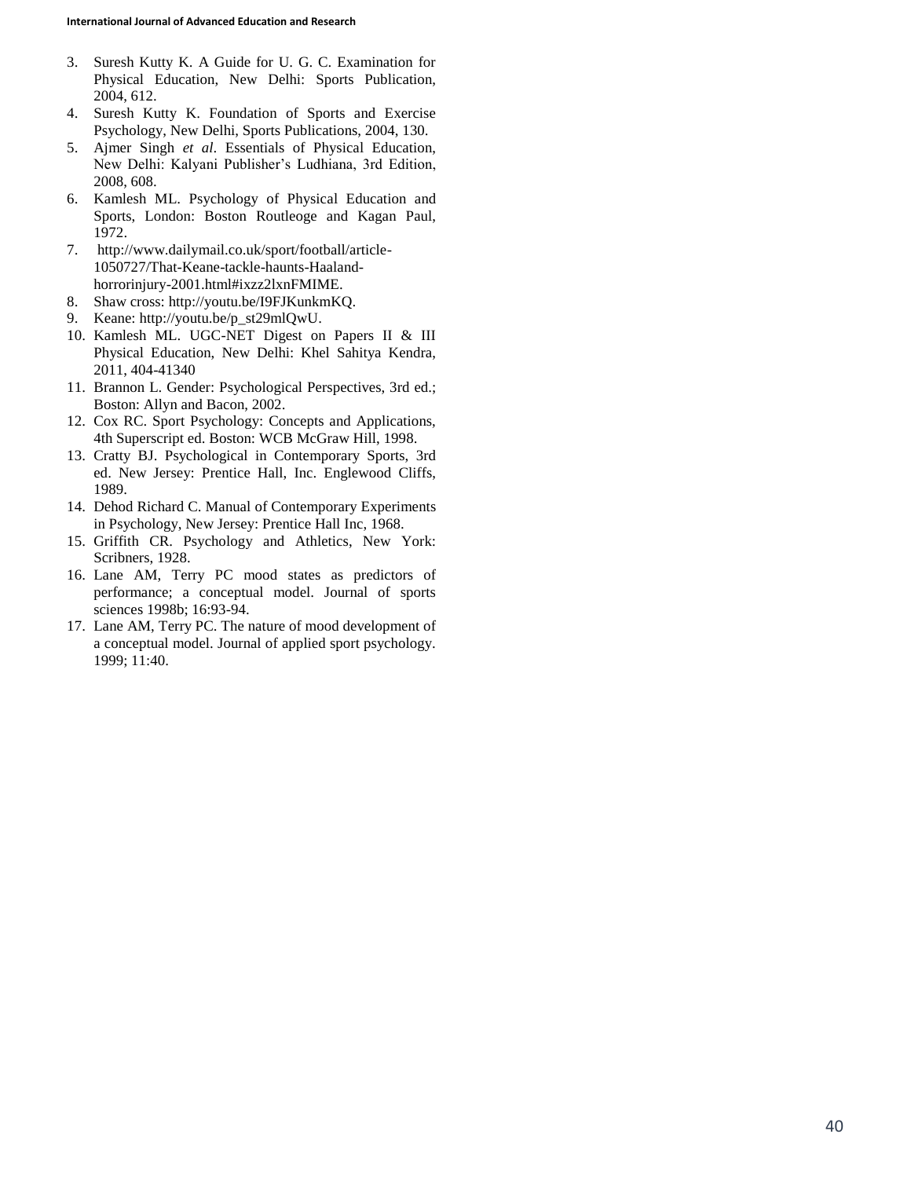3. Suresh Kutty K. A Guide for U. G. C. Examination for Physical Education, New Delhi: Sports Publication, 2004, 612.
4. Suresh Kutty K. Foundation of Sports and Exercise Psychology, New Delhi, Sports Publications, 2004, 130.
5. Ajmer Singh *et al*. Essentials of Physical Education, New Delhi: Kalyani Publisher's Ludhiana, 3rd Edition, 2008, 608.
6. Kamlesh ML. Psychology of Physical Education and Sports, London: Boston Routleoge and Kagan Paul, 1972.
7. http://www.dailymail.co.uk/sport/football/article-1050727/That-Keane-tackle-haunts-Haaland-horrorinjury-2001.html#ixzz2lxnFMIME.
8. Shaw cross: http://youtu.be/I9FJKunkmKQ.
9. Keane: http://youtu.be/p_st29mlQwU.
10. Kamlesh ML. UGC-NET Digest on Papers II & III Physical Education, New Delhi: Khel Sahitya Kendra, 2011, 404-41340
11. Brannon L. Gender: Psychological Perspectives, 3rd ed.; Boston: Allyn and Bacon, 2002.
12. Cox RC. Sport Psychology: Concepts and Applications, 4th Superscript ed. Boston: WCB McGraw Hill, 1998.
13. Cratty BJ. Psychological in Contemporary Sports, 3rd ed. New Jersey: Prentice Hall, Inc. Englewood Cliffs, 1989.
14. Dehod Richard C. Manual of Contemporary Experiments in Psychology, New Jersey: Prentice Hall Inc, 1968.
15. Griffith CR. Psychology and Athletics, New York: Scribners, 1928.
16. Lane AM, Terry PC mood states as predictors of performance; a conceptual model. Journal of sports sciences 1998b; 16:93-94.
17. Lane AM, Terry PC. The nature of mood development of a conceptual model. Journal of applied sport psychology. 1999; 11:40.